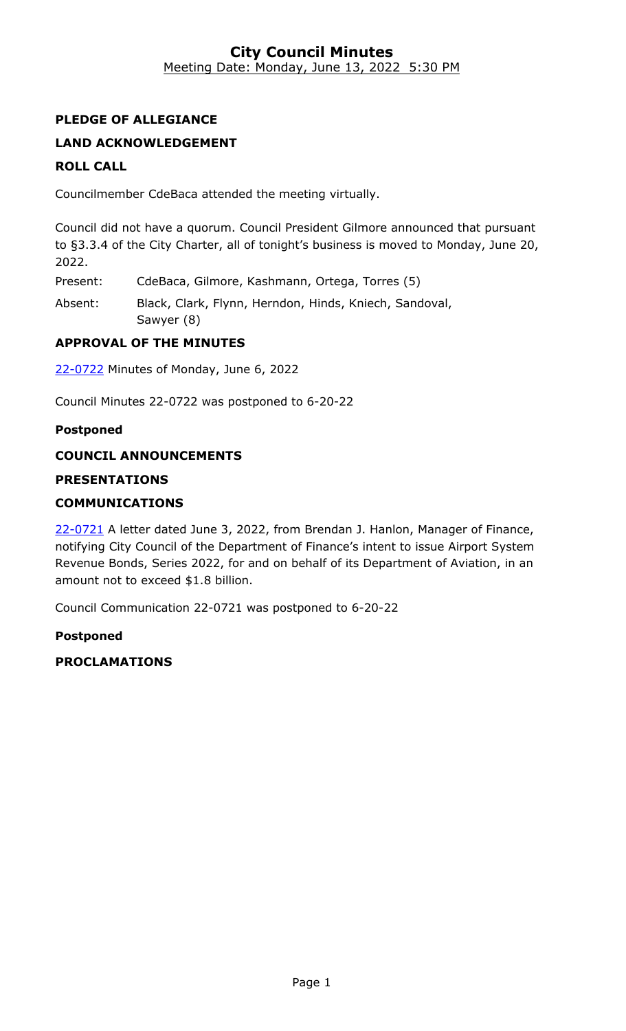# City Council Minutes

Meeting Date: Monday, June 13, 2022 5:30 PM

## PLEDGE OF ALLEGIANCE

## LAND ACKNOWLEDGEMENT

## ROLL CALL

Councilmember CdeBaca attended the meeting virtually.

Council did not have a quorum. Council President Gilmore announced that pursuant to §3.3.4 of the City Charter, all of tonight's business is moved to Monday, June 20, 2022.

Present: CdeBaca, Gilmore, Kashmann, Ortega, Torres (5)

Absent: Black, Clark, Flynn, Herndon, Hinds, Kniech, Sandoval, Sawyer (8)

## APPROVAL OF THE MINUTES

22-0722 Minutes of Monday, June 6, 2022

Council Minutes 22-0722 was postponed to 6-20-22

**Postponed**

## COUNCIL ANNOUNCEMENTS

## PRESENTATIONS

## COMMUNICATIONS

22-0721 A letter dated June 3, 2022, from Brendan J. Hanlon, Manager of Finance, notifying City Council of the Department of Finance's intent to issue Airport System Revenue Bonds, Series 2022, for and on behalf of its Department of Aviation, in an amount not to exceed $1.8 billion.

Council Communication 22-0721 was postponed to 6-20-22

**Postponed**

## PROCLAMATIONS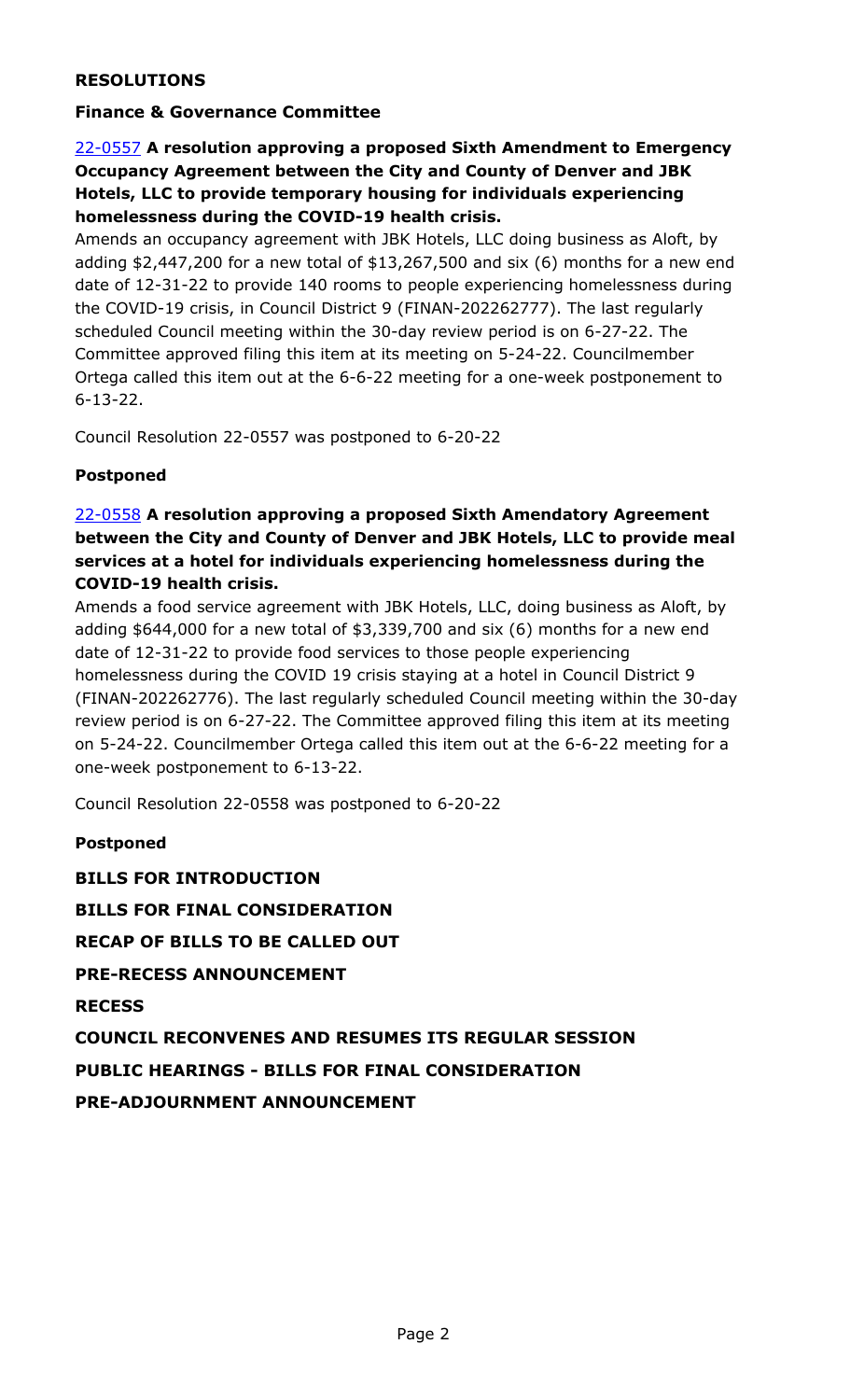## RESOLUTIONS

### Finance & Governance Committee

**22-0557 A resolution approving a proposed Sixth Amendment to Emergency Occupancy Agreement between the City and County of Denver and JBK Hotels, LLC to provide temporary housing for individuals experiencing homelessness during the COVID-19 health crisis.**

Amends an occupancy agreement with JBK Hotels, LLC doing business as Aloft, by adding $2,447,200 for a new total of $13,267,500 and six (6) months for a new end date of 12-31-22 to provide 140 rooms to people experiencing homelessness during the COVID-19 crisis, in Council District 9 (FINAN-202262777). The last regularly scheduled Council meeting within the 30-day review period is on 6-27-22. The Committee approved filing this item at its meeting on 5-24-22. Councilmember Ortega called this item out at the 6-6-22 meeting for a one-week postponement to 6-13-22.

Council Resolution 22-0557 was postponed to 6-20-22

**Postponed**

**22-0558 A resolution approving a proposed Sixth Amendatory Agreement between the City and County of Denver and JBK Hotels, LLC to provide meal services at a hotel for individuals experiencing homelessness during the COVID-19 health crisis.**

Amends a food service agreement with JBK Hotels, LLC, doing business as Aloft, by adding $644,000 for a new total of $3,339,700 and six (6) months for a new end date of 12-31-22 to provide food services to those people experiencing homelessness during the COVID 19 crisis staying at a hotel in Council District 9 (FINAN-202262776). The last regularly scheduled Council meeting within the 30-day review period is on 6-27-22. The Committee approved filing this item at its meeting on 5-24-22. Councilmember Ortega called this item out at the 6-6-22 meeting for a one-week postponement to 6-13-22.

Council Resolution 22-0558 was postponed to 6-20-22

**Postponed**

## BILLS FOR INTRODUCTION

## BILLS FOR FINAL CONSIDERATION

## RECAP OF BILLS TO BE CALLED OUT

## PRE-RECESS ANNOUNCEMENT

## RECESS

## COUNCIL RECONVENES AND RESUMES ITS REGULAR SESSION

## PUBLIC HEARINGS - BILLS FOR FINAL CONSIDERATION

## PRE-ADJOURNMENT ANNOUNCEMENT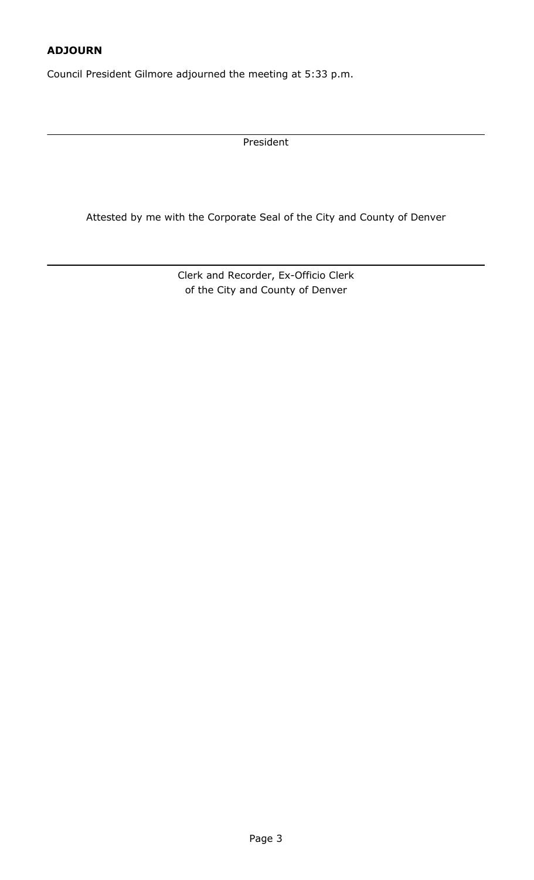**ADJOURN**

Council President Gilmore adjourned the meeting at 5:33 p.m.

President

Attested by me with the Corporate Seal of the City and County of Denver

Clerk and Recorder, Ex-Officio Clerk
of the City and County of Denver